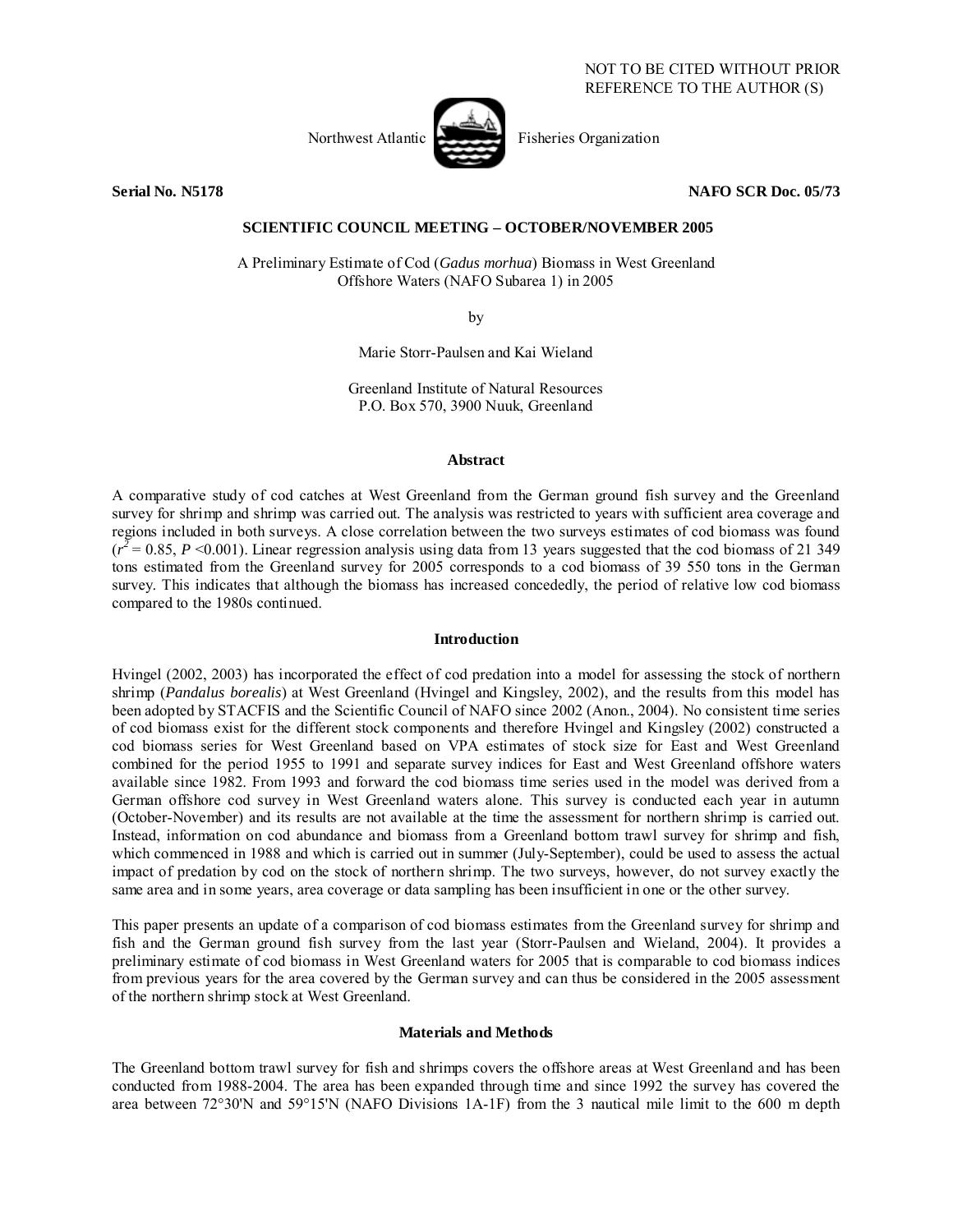NOT TO BE CITED WITHOUT PRIOR REFERENCE TO THE AUTHOR (S)

Northwest Atlantic Fisheries Organization

**Serial No. N5178** **NAFO SCR Doc. 05/73**

**SCIENTIFIC COUNCIL MEETING – OCTOBER/NOVEMBER 2005**

A Preliminary Estimate of Cod (*Gadus morhua*) Biomass in West Greenland Offshore Waters (NAFO Subarea 1) in 2005

by

Marie Storr-Paulsen and Kai Wieland

Greenland Institute of Natural Resources
P.O. Box 570, 3900 Nuuk, Greenland

## Abstract

A comparative study of cod catches at West Greenland from the German ground fish survey and the Greenland survey for shrimp and shrimp was carried out. The analysis was restricted to years with sufficient area coverage and regions included in both surveys. A close correlation between the two surveys estimates of cod biomass was found ($r^2 = 0.85$, $P < 0.001$). Linear regression analysis using data from 13 years suggested that the cod biomass of 21 349 tons estimated from the Greenland survey for 2005 corresponds to a cod biomass of 39 550 tons in the German survey. This indicates that although the biomass has increased concededly, the period of relative low cod biomass compared to the 1980s continued.

## Introduction

Hvingel (2002, 2003) has incorporated the effect of cod predation into a model for assessing the stock of northern shrimp (*Pandalus borealis*) at West Greenland (Hvingel and Kingsley, 2002), and the results from this model has been adopted by STACFIS and the Scientific Council of NAFO since 2002 (Anon., 2004). No consistent time series of cod biomass exist for the different stock components and therefore Hvingel and Kingsley (2002) constructed a cod biomass series for West Greenland based on VPA estimates of stock size for East and West Greenland combined for the period 1955 to 1991 and separate survey indices for East and West Greenland offshore waters available since 1982. From 1993 and forward the cod biomass time series used in the model was derived from a German offshore cod survey in West Greenland waters alone. This survey is conducted each year in autumn (October-November) and its results are not available at the time the assessment for northern shrimp is carried out. Instead, information on cod abundance and biomass from a Greenland bottom trawl survey for shrimp and fish, which commenced in 1988 and which is carried out in summer (July-September), could be used to assess the actual impact of predation by cod on the stock of northern shrimp. The two surveys, however, do not survey exactly the same area and in some years, area coverage or data sampling has been insufficient in one or the other survey.

This paper presents an update of a comparison of cod biomass estimates from the Greenland survey for shrimp and fish and the German ground fish survey from the last year (Storr-Paulsen and Wieland, 2004). It provides a preliminary estimate of cod biomass in West Greenland waters for 2005 that is comparable to cod biomass indices from previous years for the area covered by the German survey and can thus be considered in the 2005 assessment of the northern shrimp stock at West Greenland.

## Materials and Methods

The Greenland bottom trawl survey for fish and shrimps covers the offshore areas at West Greenland and has been conducted from 1988-2004. The area has been expanded through time and since 1992 the survey has covered the area between 72°30'N and 59°15'N (NAFO Divisions 1A-1F) from the 3 nautical mile limit to the 600 m depth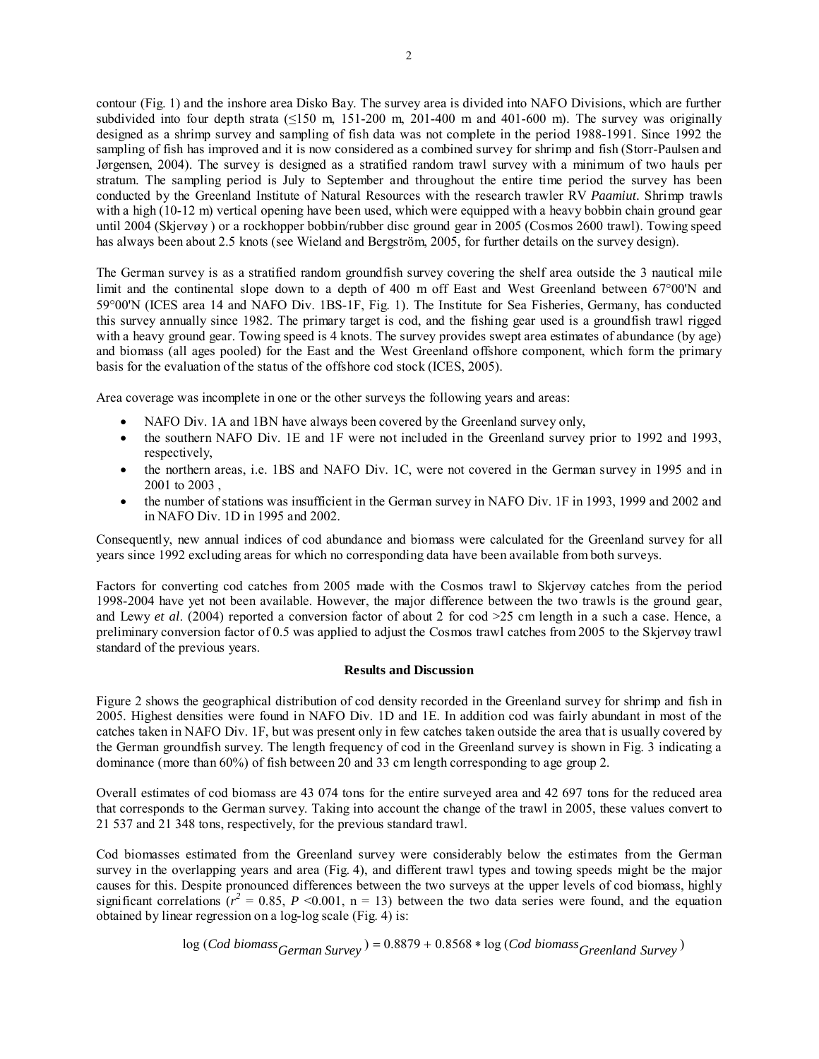contour (Fig. 1) and the inshore area Disko Bay. The survey area is divided into NAFO Divisions, which are further subdivided into four depth strata (≤150 m, 151-200 m, 201-400 m and 401-600 m). The survey was originally designed as a shrimp survey and sampling of fish data was not complete in the period 1988-1991. Since 1992 the sampling of fish has improved and it is now considered as a combined survey for shrimp and fish (Storr-Paulsen and Jørgensen, 2004). The survey is designed as a stratified random trawl survey with a minimum of two hauls per stratum. The sampling period is July to September and throughout the entire time period the survey has been conducted by the Greenland Institute of Natural Resources with the research trawler RV *Paamiut*. Shrimp trawls with a high (10-12 m) vertical opening have been used, which were equipped with a heavy bobbin chain ground gear until 2004 (Skjervøy ) or a rockhopper bobbin/rubber disc ground gear in 2005 (Cosmos 2600 trawl). Towing speed has always been about 2.5 knots (see Wieland and Bergström, 2005, for further details on the survey design).

The German survey is as a stratified random groundfish survey covering the shelf area outside the 3 nautical mile limit and the continental slope down to a depth of 400 m off East and West Greenland between 67°00'N and 59°00'N (ICES area 14 and NAFO Div. 1BS-1F, Fig. 1). The Institute for Sea Fisheries, Germany, has conducted this survey annually since 1982. The primary target is cod, and the fishing gear used is a groundfish trawl rigged with a heavy ground gear. Towing speed is 4 knots. The survey provides swept area estimates of abundance (by age) and biomass (all ages pooled) for the East and the West Greenland offshore component, which form the primary basis for the evaluation of the status of the offshore cod stock (ICES, 2005).

Area coverage was incomplete in one or the other surveys the following years and areas:

- NAFO Div. 1A and 1BN have always been covered by the Greenland survey only,
- the southern NAFO Div. 1E and 1F were not included in the Greenland survey prior to 1992 and 1993, respectively,
- the northern areas, i.e. 1BS and NAFO Div. 1C, were not covered in the German survey in 1995 and in 2001 to 2003 ,
- the number of stations was insufficient in the German survey in NAFO Div. 1F in 1993, 1999 and 2002 and in NAFO Div. 1D in 1995 and 2002.

Consequently, new annual indices of cod abundance and biomass were calculated for the Greenland survey for all years since 1992 excluding areas for which no corresponding data have been available from both surveys.

Factors for converting cod catches from 2005 made with the Cosmos trawl to Skjervøy catches from the period 1998-2004 have yet not been available. However, the major difference between the two trawls is the ground gear, and Lewy *et al*. (2004) reported a conversion factor of about 2 for cod >25 cm length in a such a case. Hence, a preliminary conversion factor of 0.5 was applied to adjust the Cosmos trawl catches from 2005 to the Skjervøy trawl standard of the previous years.

## Results and Discussion

Figure 2 shows the geographical distribution of cod density recorded in the Greenland survey for shrimp and fish in 2005. Highest densities were found in NAFO Div. 1D and 1E. In addition cod was fairly abundant in most of the catches taken in NAFO Div. 1F, but was present only in few catches taken outside the area that is usually covered by the German groundfish survey. The length frequency of cod in the Greenland survey is shown in Fig. 3 indicating a dominance (more than 60%) of fish between 20 and 33 cm length corresponding to age group 2.

Overall estimates of cod biomass are 43 074 tons for the entire surveyed area and 42 697 tons for the reduced area that corresponds to the German survey. Taking into account the change of the trawl in 2005, these values convert to 21 537 and 21 348 tons, respectively, for the previous standard trawl.

Cod biomasses estimated from the Greenland survey were considerably below the estimates from the German survey in the overlapping years and area (Fig. 4), and different trawl types and towing speeds might be the major causes for this. Despite pronounced differences between the two surveys at the upper levels of cod biomass, highly significant correlations ($r^2$ = 0.85, $P$ <0.001, n = 13) between the two data series were found, and the equation obtained by linear regression on a log-log scale (Fig. 4) is:

$$\log\left(Cod\ biomass_{German\ Survey}\right) = 0.8879 + 0.8568 * \log\left(Cod\ biomass_{Greenland\ Survey}\right)$$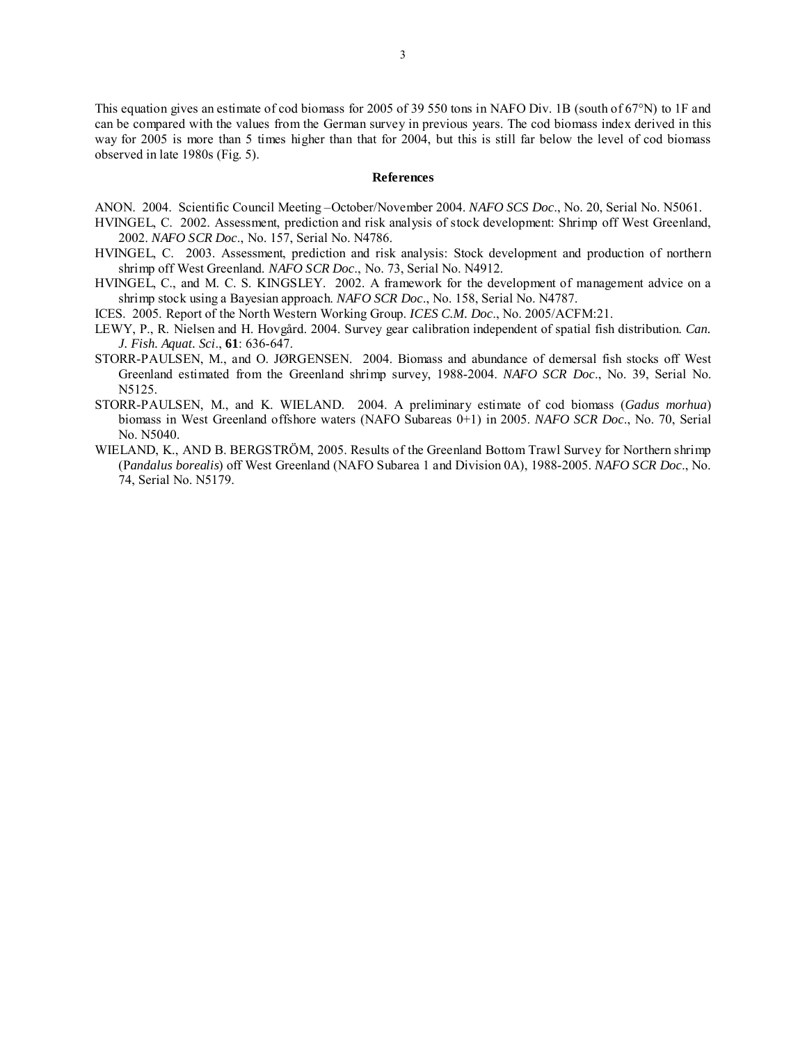This equation gives an estimate of cod biomass for 2005 of 39 550 tons in NAFO Div. 1B (south of 67°N) to 1F and can be compared with the values from the German survey in previous years. The cod biomass index derived in this way for 2005 is more than 5 times higher than that for 2004, but this is still far below the level of cod biomass observed in late 1980s (Fig. 5).

## References

ANON. 2004. Scientific Council Meeting –October/November 2004. *NAFO SCS Doc*., No. 20, Serial No. N5061.

HVINGEL, C. 2002. Assessment, prediction and risk analysis of stock development: Shrimp off West Greenland, 2002. *NAFO SCR Doc*., No. 157, Serial No. N4786.

HVINGEL, C. 2003. Assessment, prediction and risk analysis: Stock development and production of northern shrimp off West Greenland. *NAFO SCR Doc*., No. 73, Serial No. N4912.

HVINGEL, C., and M. C. S. KINGSLEY. 2002. A framework for the development of management advice on a shrimp stock using a Bayesian approach. *NAFO SCR Doc*., No. 158, Serial No. N4787.

ICES. 2005. Report of the North Western Working Group. *ICES C.M. Doc*., No. 2005/ACFM:21.

LEWY, P., R. Nielsen and H. Hovgård. 2004. Survey gear calibration independent of spatial fish distribution. *Can. J. Fish. Aquat. Sci*., **61**: 636-647.

STORR-PAULSEN, M., and O. JØRGENSEN. 2004. Biomass and abundance of demersal fish stocks off West Greenland estimated from the Greenland shrimp survey, 1988-2004. *NAFO SCR Doc*., No. 39, Serial No. N5125.

STORR-PAULSEN, M., and K. WIELAND. 2004. A preliminary estimate of cod biomass (*Gadus morhua*) biomass in West Greenland offshore waters (NAFO Subareas 0+1) in 2005. *NAFO SCR Doc*., No. 70, Serial No. N5040.

WIELAND, K., AND B. BERGSTRÖM, 2005. Results of the Greenland Bottom Trawl Survey for Northern shrimp (P*andalus borealis*) off West Greenland (NAFO Subarea 1 and Division 0A), 1988-2005. *NAFO SCR Doc*., No. 74, Serial No. N5179.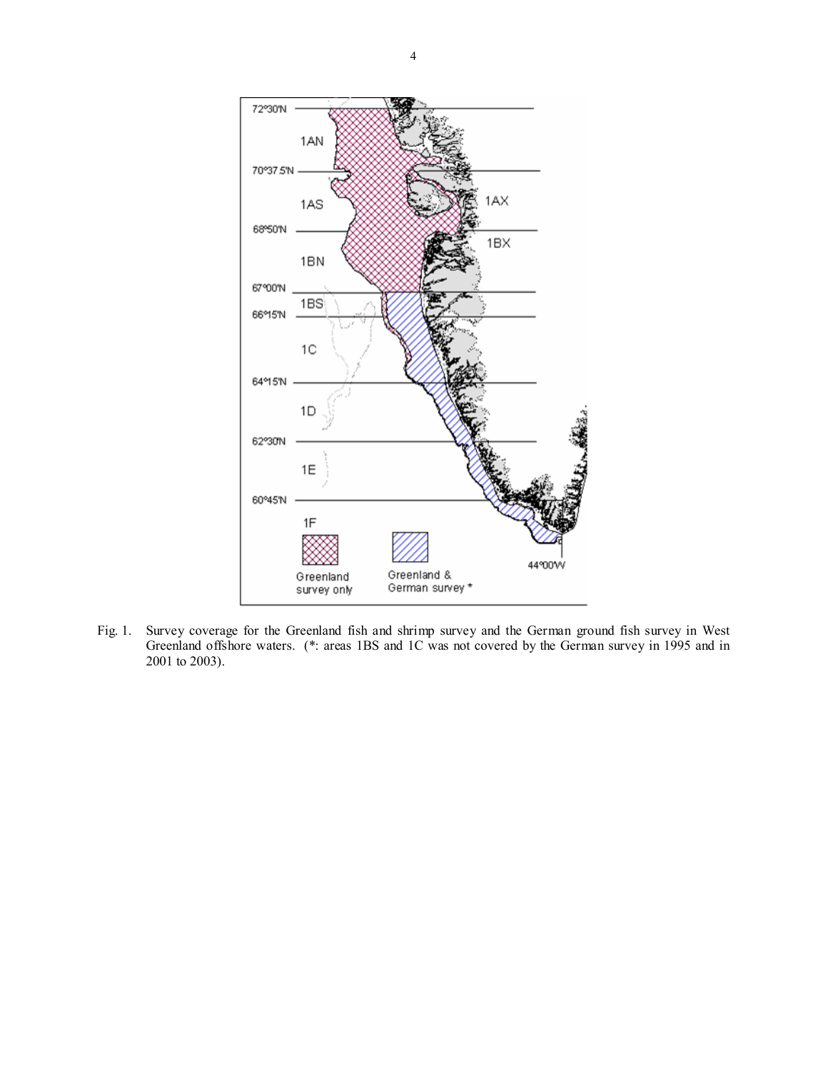Fig. 1. Survey coverage for the Greenland fish and shrimp survey and the German ground fish survey in West Greenland offshore waters. (*: areas 1BS and 1C was not covered by the German survey in 1995 and in 2001 to 2003).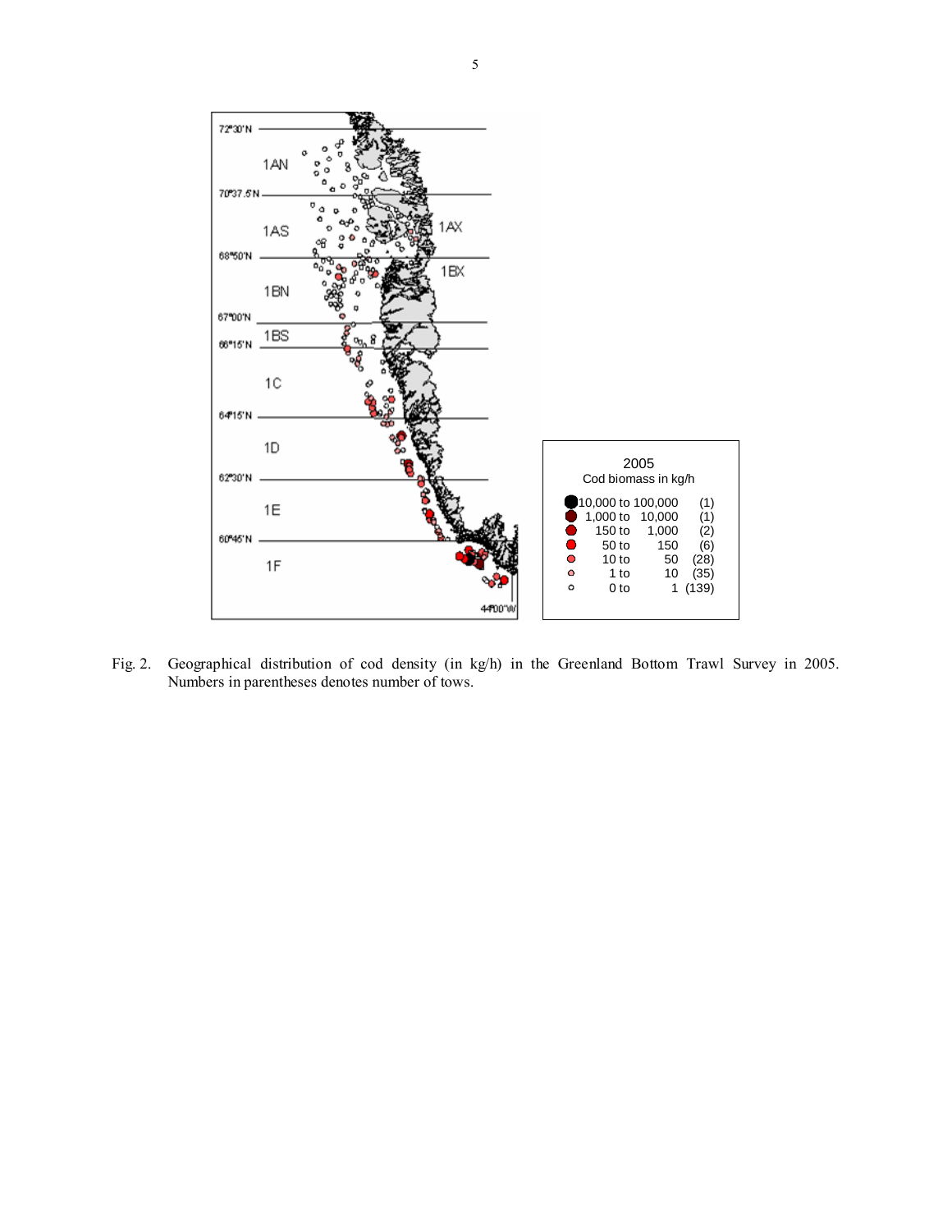Fig. 2. Geographical distribution of cod density (in kg/h) in the Greenland Bottom Trawl Survey in 2005. Numbers in parentheses denotes number of tows.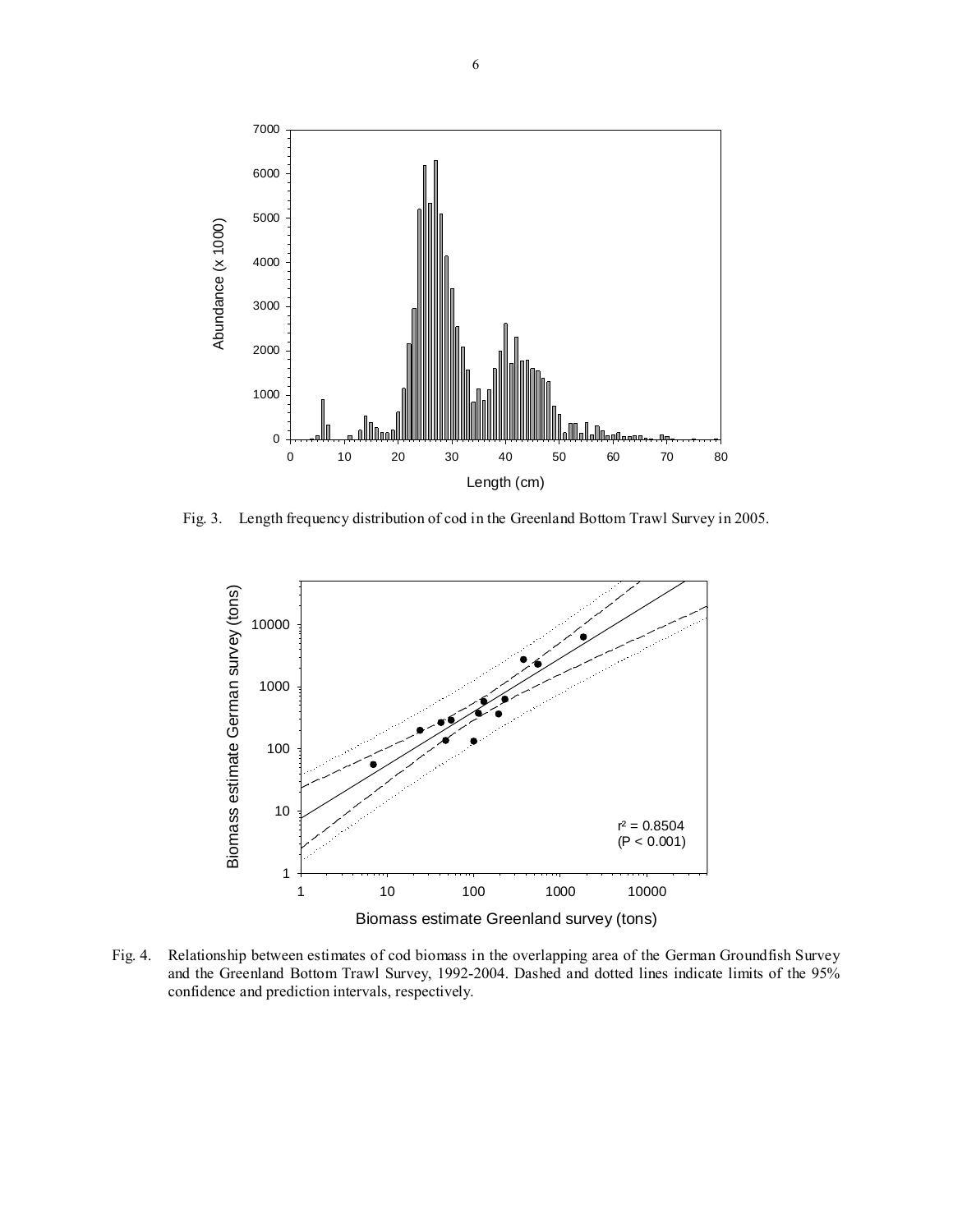Fig. 3. Length frequency distribution of cod in the Greenland Bottom Trawl Survey in 2005.

Fig. 4. Relationship between estimates of cod biomass in the overlapping area of the German Groundfish Survey and the Greenland Bottom Trawl Survey, 1992-2004. Dashed and dotted lines indicate limits of the 95% confidence and prediction intervals, respectively.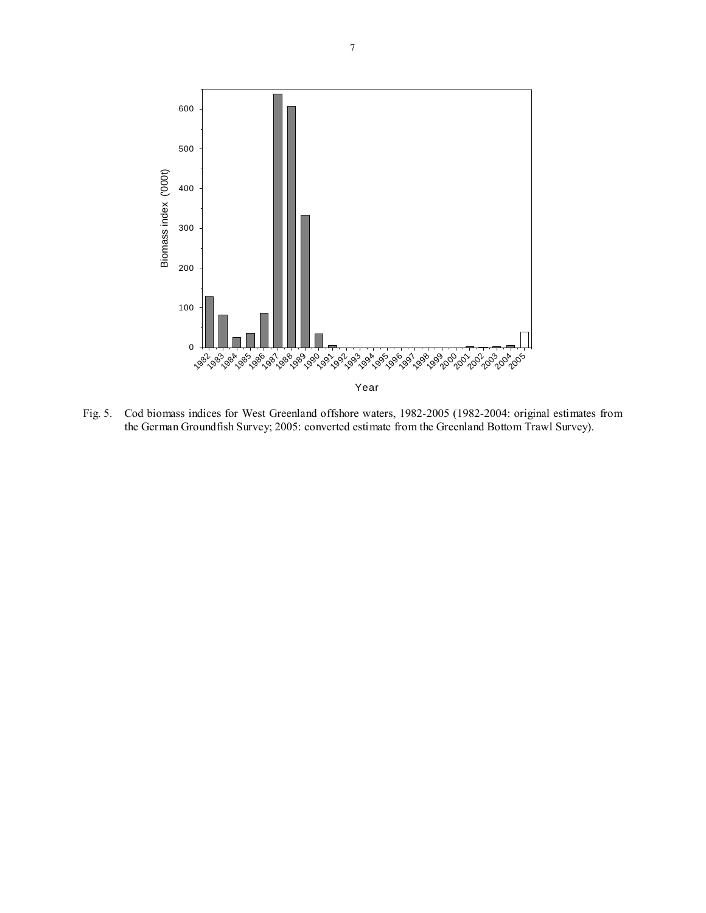Biomass index ('000t)

600

500

400

300

200

100

0

1982 1983 1984 1985 1986 1987 1988 1989 1990 1991 1992 1993 1994 1995 1996 1997 1998 1999 2000 2001 2002 2003 2004 2005

Year

Fig. 5. Cod biomass indices for West Greenland offshore waters, 1982-2005 (1982-2004: original estimates from the German Groundfish Survey; 2005: converted estimate from the Greenland Bottom Trawl Survey).